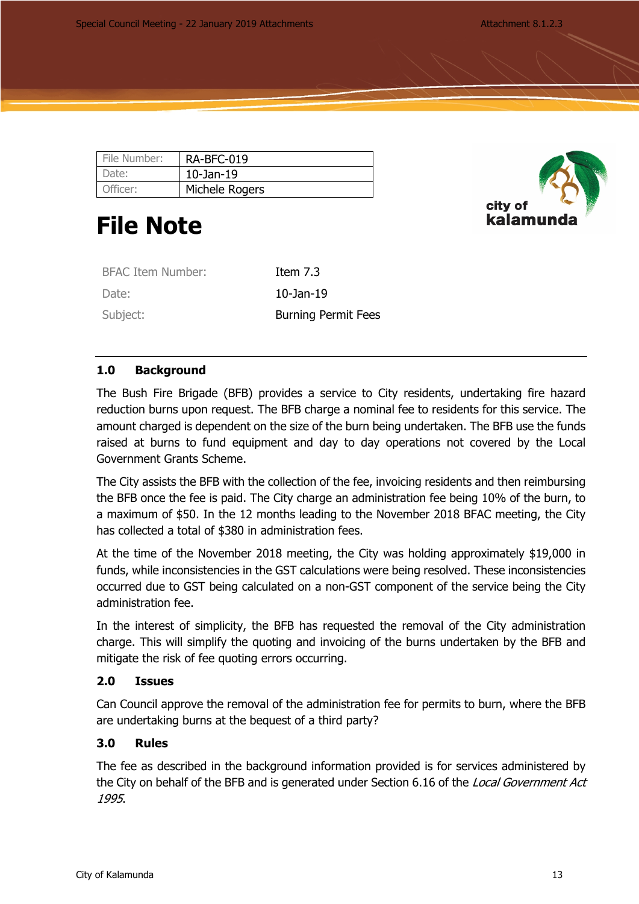| File Number: | RA-BFC-019 |
| --- | --- |
| Date: | 10-Jan-19 |
| Officer: | Michele Rogers |

# File Note

| BFAC Item Number: | Item 7.3 |
| --- | --- |
| Date: | 10-Jan-19 |
| Subject: | Burning Permit Fees |

## 1.0 Background

The Bush Fire Brigade (BFB) provides a service to City residents, undertaking fire hazard reduction burns upon request. The BFB charge a nominal fee to residents for this service. The amount charged is dependent on the size of the burn being undertaken. The BFB use the funds raised at burns to fund equipment and day to day operations not covered by the Local Government Grants Scheme.

The City assists the BFB with the collection of the fee, invoicing residents and then reimbursing the BFB once the fee is paid. The City charge an administration fee being 10% of the burn, to a maximum of $50. In the 12 months leading to the November 2018 BFAC meeting, the City has collected a total of $380 in administration fees.

At the time of the November 2018 meeting, the City was holding approximately $19,000 in funds, while inconsistencies in the GST calculations were being resolved. These inconsistencies occurred due to GST being calculated on a non-GST component of the service being the City administration fee.

In the interest of simplicity, the BFB has requested the removal of the City administration charge. This will simplify the quoting and invoicing of the burns undertaken by the BFB and mitigate the risk of fee quoting errors occurring.

## 2.0 Issues

Can Council approve the removal of the administration fee for permits to burn, where the BFB are undertaking burns at the bequest of a third party?

## 3.0 Rules

The fee as described in the background information provided is for services administered by the City on behalf of the BFB and is generated under Section 6.16 of the *Local Government Act 1995*.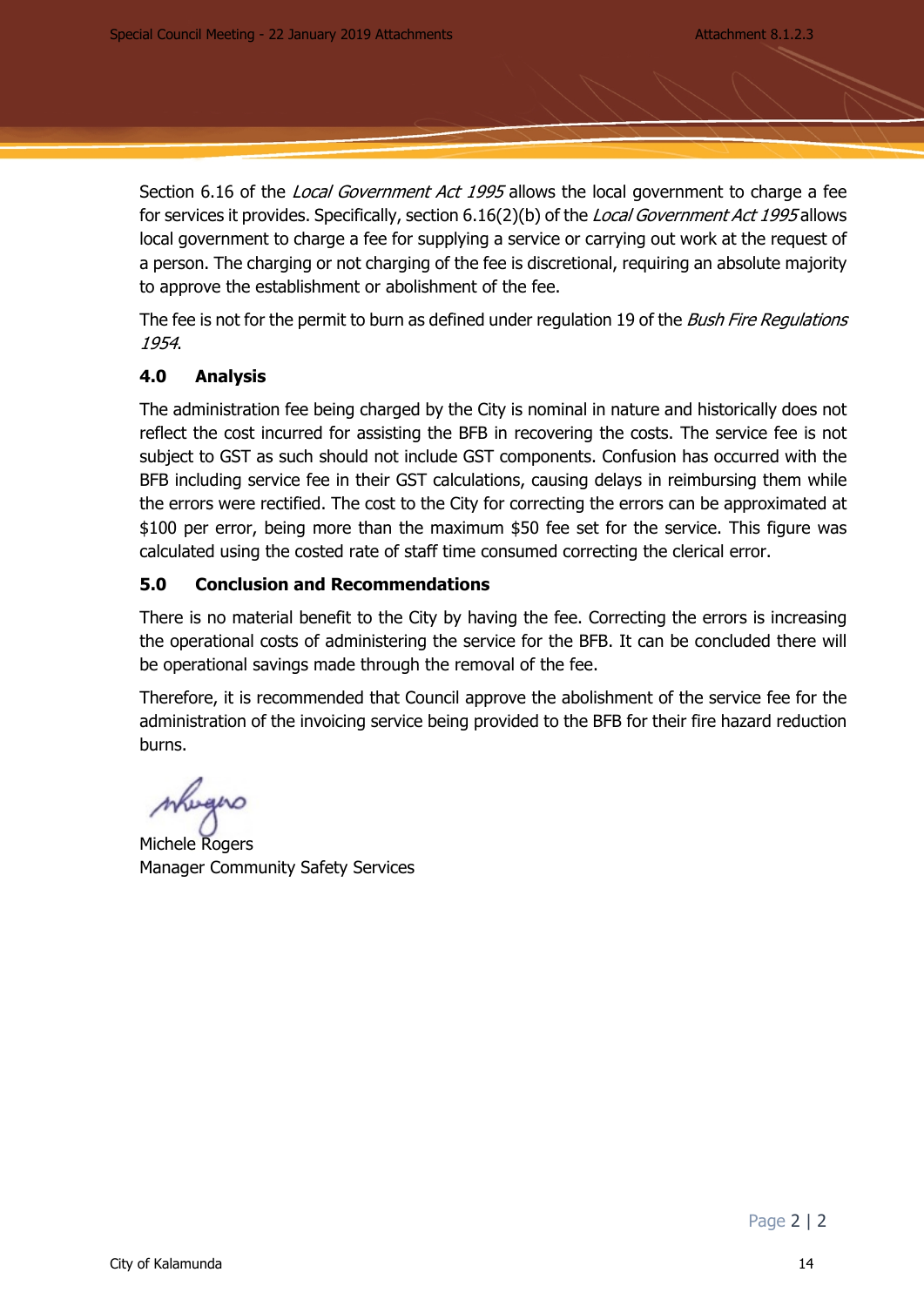Section 6.16 of the *Local Government Act 1995* allows the local government to charge a fee for services it provides. Specifically, section 6.16(2)(b) of the *Local Government Act 1995* allows local government to charge a fee for supplying a service or carrying out work at the request of a person. The charging or not charging of the fee is discretional, requiring an absolute majority to approve the establishment or abolishment of the fee.

The fee is not for the permit to burn as defined under regulation 19 of the *Bush Fire Regulations 1954*.

## 4.0 Analysis

The administration fee being charged by the City is nominal in nature and historically does not reflect the cost incurred for assisting the BFB in recovering the costs. The service fee is not subject to GST as such should not include GST components. Confusion has occurred with the BFB including service fee in their GST calculations, causing delays in reimbursing them while the errors were rectified. The cost to the City for correcting the errors can be approximated at $100 per error, being more than the maximum $50 fee set for the service. This figure was calculated using the costed rate of staff time consumed correcting the clerical error.

## 5.0 Conclusion and Recommendations

There is no material benefit to the City by having the fee. Correcting the errors is increasing the operational costs of administering the service for the BFB. It can be concluded there will be operational savings made through the removal of the fee.

Therefore, it is recommended that Council approve the abolishment of the service fee for the administration of the invoicing service being provided to the BFB for their fire hazard reduction burns.

Michele Rogers
Manager Community Safety Services